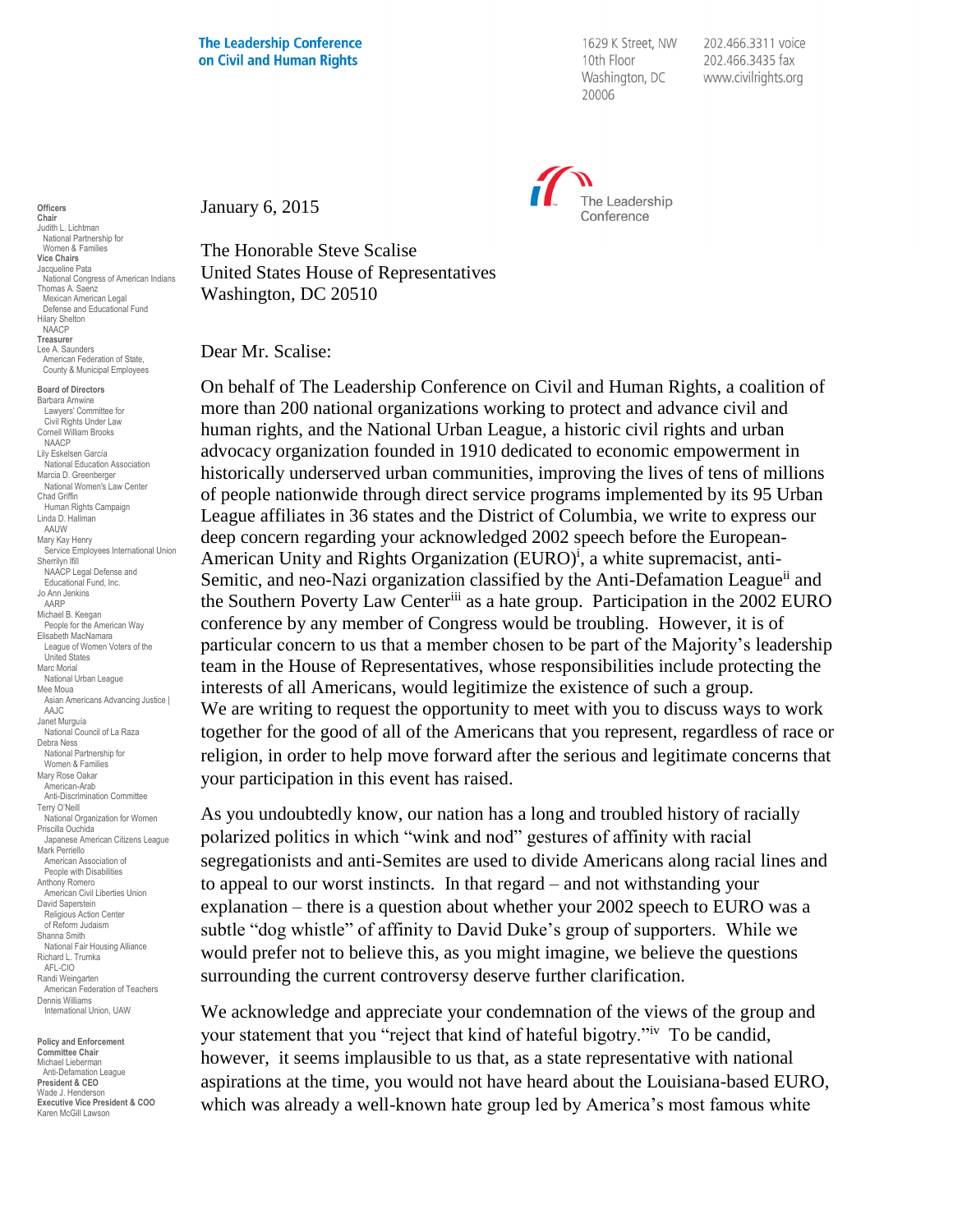**The Leadership Conference on Civil and Human Rights**

1629 K Street, NW
10th Floor
Washington, DC
20006

202.466.3311 voice
202.466.3435 fax
www.civilrights.org

**Officers**
**Chair**
Judith L. Lichtman
National Partnership for Women & Families
**Vice Chairs**
Jacqueline Pata
National Congress of American Indians
Thomas A. Saenz
Mexican American Legal Defense and Educational Fund
Hilary Shelton
NAACP
**Treasurer**
Lee A. Saunders
American Federation of State, County & Municipal Employees

**Board of Directors**
Barbara Arnwine
Lawyers' Committee for Civil Rights Under Law
Cornell William Brooks
NAACP
Lily Eskelsen García
National Education Association
Marcia D. Greenberger
National Women's Law Center
Chad Griffin
Human Rights Campaign
Linda D. Hallman
AAUW
Mary Kay Henry
Service Employees International Union
Sherrilyn Ifill
NAACP Legal Defense and Educational Fund, Inc.
Jo Ann Jenkins
AARP
Michael B. Keegan
People for the American Way
Elisabeth MacNamara
League of Women Voters of the United States
Marc Morial
National Urban League
Mee Moua
Asian Americans Advancing Justice | AAJC
Janet Murguía
National Council of La Raza
Debra Ness
National Partnership for Women & Families
Mary Rose Oakar
American-Arab Anti-Discrimination Committee
Terry O'Neill
National Organization for Women
Priscilla Ouchida
Japanese American Citizens League
Mark Perriello
American Association of People with Disabilities
Anthony Romero
American Civil Liberties Union
David Saperstein
Religious Action Center of Reform Judaism
Shanna Smith
National Fair Housing Alliance
Richard L. Trumka
AFL-CIO
Randi Weingarten
American Federation of Teachers
Dennis Williams
International Union, UAW

**Policy and Enforcement Committee Chair**
Michael Lieberman
Anti-Defamation League
**President & CEO**
Wade J. Henderson
**Executive Vice President & COO**
Karen McGill Lawson

January 6, 2015

The Honorable Steve Scalise
United States House of Representatives
Washington, DC 20510

Dear Mr. Scalise:

On behalf of The Leadership Conference on Civil and Human Rights, a coalition of more than 200 national organizations working to protect and advance civil and human rights, and the National Urban League, a historic civil rights and urban advocacy organization founded in 1910 dedicated to economic empowerment in historically underserved urban communities, improving the lives of tens of millions of people nationwide through direct service programs implemented by its 95 Urban League affiliates in 36 states and the District of Columbia, we write to express our deep concern regarding your acknowledged 2002 speech before the European-American Unity and Rights Organization (EURO)[i], a white supremacist, anti-Semitic, and neo-Nazi organization classified by the Anti-Defamation League[ii] and the Southern Poverty Law Center[iii] as a hate group. Participation in the 2002 EURO conference by any member of Congress would be troubling. However, it is of particular concern to us that a member chosen to be part of the Majority's leadership team in the House of Representatives, whose responsibilities include protecting the interests of all Americans, would legitimize the existence of such a group. We are writing to request the opportunity to meet with you to discuss ways to work together for the good of all of the Americans that you represent, regardless of race or religion, in order to help move forward after the serious and legitimate concerns that your participation in this event has raised.

As you undoubtedly know, our nation has a long and troubled history of racially polarized politics in which "wink and nod" gestures of affinity with racial segregationists and anti-Semites are used to divide Americans along racial lines and to appeal to our worst instincts. In that regard – and not withstanding your explanation – there is a question about whether your 2002 speech to EURO was a subtle "dog whistle" of affinity to David Duke's group of supporters. While we would prefer not to believe this, as you might imagine, we believe the questions surrounding the current controversy deserve further clarification.

We acknowledge and appreciate your condemnation of the views of the group and your statement that you "reject that kind of hateful bigotry."[iv] To be candid, however, it seems implausible to us that, as a state representative with national aspirations at the time, you would not have heard about the Louisiana-based EURO, which was already a well-known hate group led by America's most famous white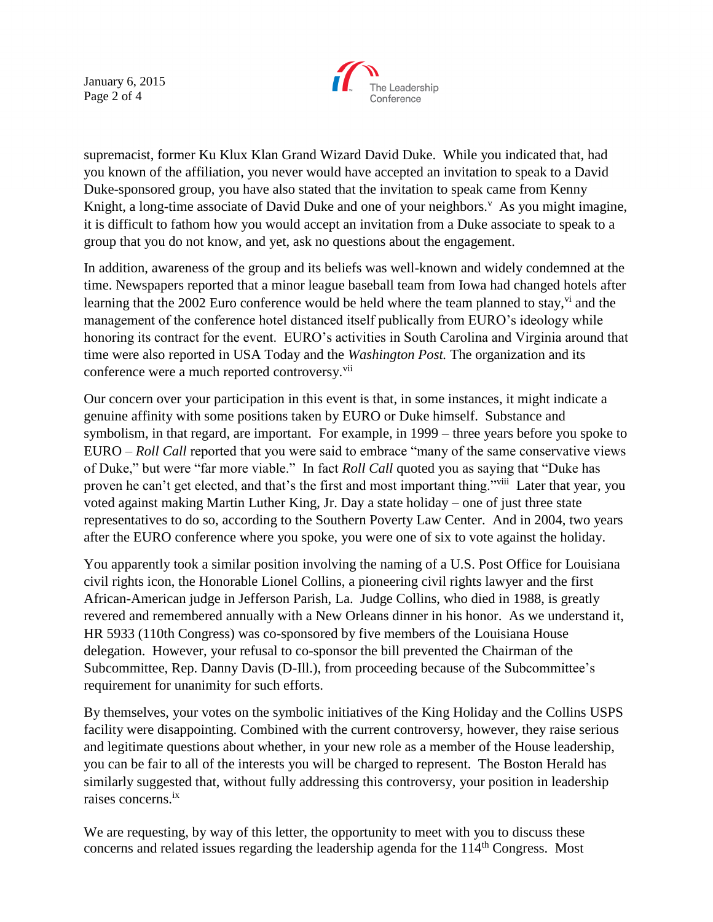supremacist, former Ku Klux Klan Grand Wizard David Duke. While you indicated that, had you known of the affiliation, you never would have accepted an invitation to speak to a David Duke-sponsored group, you have also stated that the invitation to speak came from Kenny Knight, a long-time associate of David Duke and one of your neighbors.[v] As you might imagine, it is difficult to fathom how you would accept an invitation from a Duke associate to speak to a group that you do not know, and yet, ask no questions about the engagement.

In addition, awareness of the group and its beliefs was well-known and widely condemned at the time. Newspapers reported that a minor league baseball team from Iowa had changed hotels after learning that the 2002 Euro conference would be held where the team planned to stay,[vi] and the management of the conference hotel distanced itself publically from EURO's ideology while honoring its contract for the event. EURO's activities in South Carolina and Virginia around that time were also reported in USA Today and the *Washington Post.* The organization and its conference were a much reported controversy.[vii]

Our concern over your participation in this event is that, in some instances, it might indicate a genuine affinity with some positions taken by EURO or Duke himself. Substance and symbolism, in that regard, are important. For example, in 1999 – three years before you spoke to EURO – *Roll Call* reported that you were said to embrace "many of the same conservative views of Duke," but were "far more viable." In fact *Roll Call* quoted you as saying that "Duke has proven he can't get elected, and that's the first and most important thing."[viii] Later that year, you voted against making Martin Luther King, Jr. Day a state holiday – one of just three state representatives to do so, according to the Southern Poverty Law Center. And in 2004, two years after the EURO conference where you spoke, you were one of six to vote against the holiday.

You apparently took a similar position involving the naming of a U.S. Post Office for Louisiana civil rights icon, the Honorable Lionel Collins, a pioneering civil rights lawyer and the first African-American judge in Jefferson Parish, La. Judge Collins, who died in 1988, is greatly revered and remembered annually with a New Orleans dinner in his honor. As we understand it, HR 5933 (110th Congress) was co-sponsored by five members of the Louisiana House delegation. However, your refusal to co-sponsor the bill prevented the Chairman of the Subcommittee, Rep. Danny Davis (D-Ill.), from proceeding because of the Subcommittee's requirement for unanimity for such efforts.

By themselves, your votes on the symbolic initiatives of the King Holiday and the Collins USPS facility were disappointing. Combined with the current controversy, however, they raise serious and legitimate questions about whether, in your new role as a member of the House leadership, you can be fair to all of the interests you will be charged to represent. The Boston Herald has similarly suggested that, without fully addressing this controversy, your position in leadership raises concerns.[ix]

We are requesting, by way of this letter, the opportunity to meet with you to discuss these concerns and related issues regarding the leadership agenda for the 114th Congress. Most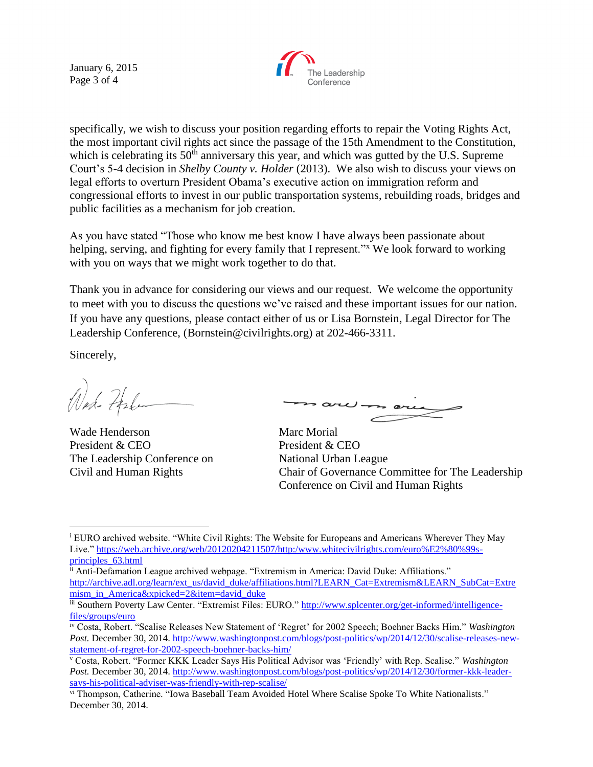specifically, we wish to discuss your position regarding efforts to repair the Voting Rights Act, the most important civil rights act since the passage of the 15th Amendment to the Constitution, which is celebrating its 50th anniversary this year, and which was gutted by the U.S. Supreme Court's 5-4 decision in *Shelby County v. Holder* (2013). We also wish to discuss your views on legal efforts to overturn President Obama's executive action on immigration reform and congressional efforts to invest in our public transportation systems, rebuilding roads, bridges and public facilities as a mechanism for job creation.

As you have stated "Those who know me best know I have always been passionate about helping, serving, and fighting for every family that I represent."[x] We look forward to working with you on ways that we might work together to do that.

Thank you in advance for considering our views and our request. We welcome the opportunity to meet with you to discuss the questions we've raised and these important issues for our nation. If you have any questions, please contact either of us or Lisa Bornstein, Legal Director for The Leadership Conference, (Bornstein@civilrights.org) at 202-466-3311.

Sincerely,

Wade Henderson
President & CEO
The Leadership Conference on Civil and Human Rights

Marc Morial
President & CEO
National Urban League
Chair of Governance Committee for The Leadership Conference on Civil and Human Rights

---

[i] EURO archived website. "White Civil Rights: The Website for Europeans and Americans Wherever They May Live." https://web.archive.org/web/20120204211507/http:/www.whitecivilrights.com/euro%E2%80%99s-principles_63.html

[ii] Anti-Defamation League archived webpage. "Extremism in America: David Duke: Affiliations." http://archive.adl.org/learn/ext_us/david_duke/affiliations.html?LEARN_Cat=Extremism&LEARN_SubCat=Extremism_in_America&xpicked=2&item=david_duke

[iii] Southern Poverty Law Center. "Extremist Files: EURO." http://www.splcenter.org/get-informed/intelligence-files/groups/euro

[iv] Costa, Robert. "Scalise Releases New Statement of 'Regret' for 2002 Speech; Boehner Backs Him." *Washington Post.* December 30, 2014. http://www.washingtonpost.com/blogs/post-politics/wp/2014/12/30/scalise-releases-new-statement-of-regret-for-2002-speech-boehner-backs-him/

[v] Costa, Robert. "Former KKK Leader Says His Political Advisor was 'Friendly' with Rep. Scalise." *Washington Post.* December 30, 2014. http://www.washingtonpost.com/blogs/post-politics/wp/2014/12/30/former-kkk-leader-says-his-political-adviser-was-friendly-with-rep-scalise/

[vi] Thompson, Catherine. "Iowa Baseball Team Avoided Hotel Where Scalise Spoke To White Nationalists." December 30, 2014.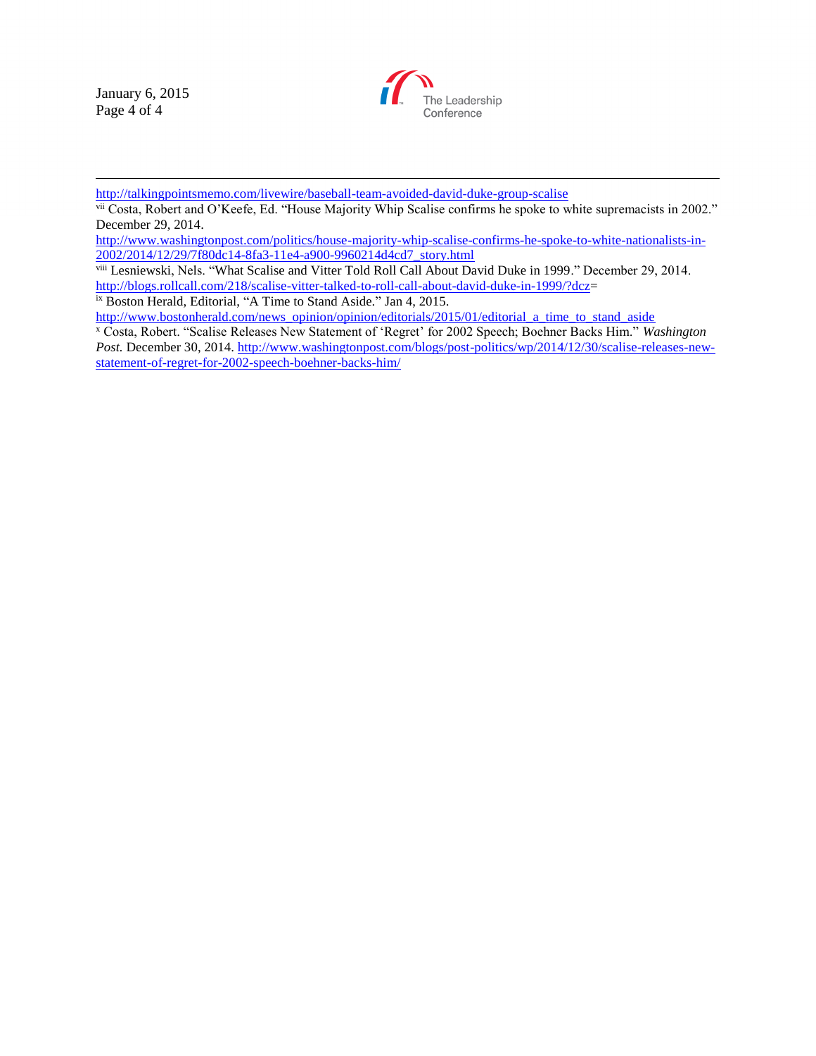http://talkingpointsmemo.com/livewire/baseball-team-avoided-david-duke-group-scalise

[vii] Costa, Robert and O'Keefe, Ed. "House Majority Whip Scalise confirms he spoke to white supremacists in 2002." December 29, 2014. http://www.washingtonpost.com/politics/house-majority-whip-scalise-confirms-he-spoke-to-white-nationalists-in-2002/2014/12/29/7f80dc14-8fa3-11e4-a900-9960214d4cd7_story.html

[viii] Lesniewski, Nels. "What Scalise and Vitter Told Roll Call About David Duke in 1999." December 29, 2014. http://blogs.rollcall.com/218/scalise-vitter-talked-to-roll-call-about-david-duke-in-1999/?dcz=

[ix] Boston Herald, Editorial, "A Time to Stand Aside." Jan 4, 2015. http://www.bostonherald.com/news_opinion/opinion/editorials/2015/01/editorial_a_time_to_stand_aside

[x] Costa, Robert. "Scalise Releases New Statement of 'Regret' for 2002 Speech; Boehner Backs Him." *Washington Post.* December 30, 2014. http://www.washingtonpost.com/blogs/post-politics/wp/2014/12/30/scalise-releases-new-statement-of-regret-for-2002-speech-boehner-backs-him/